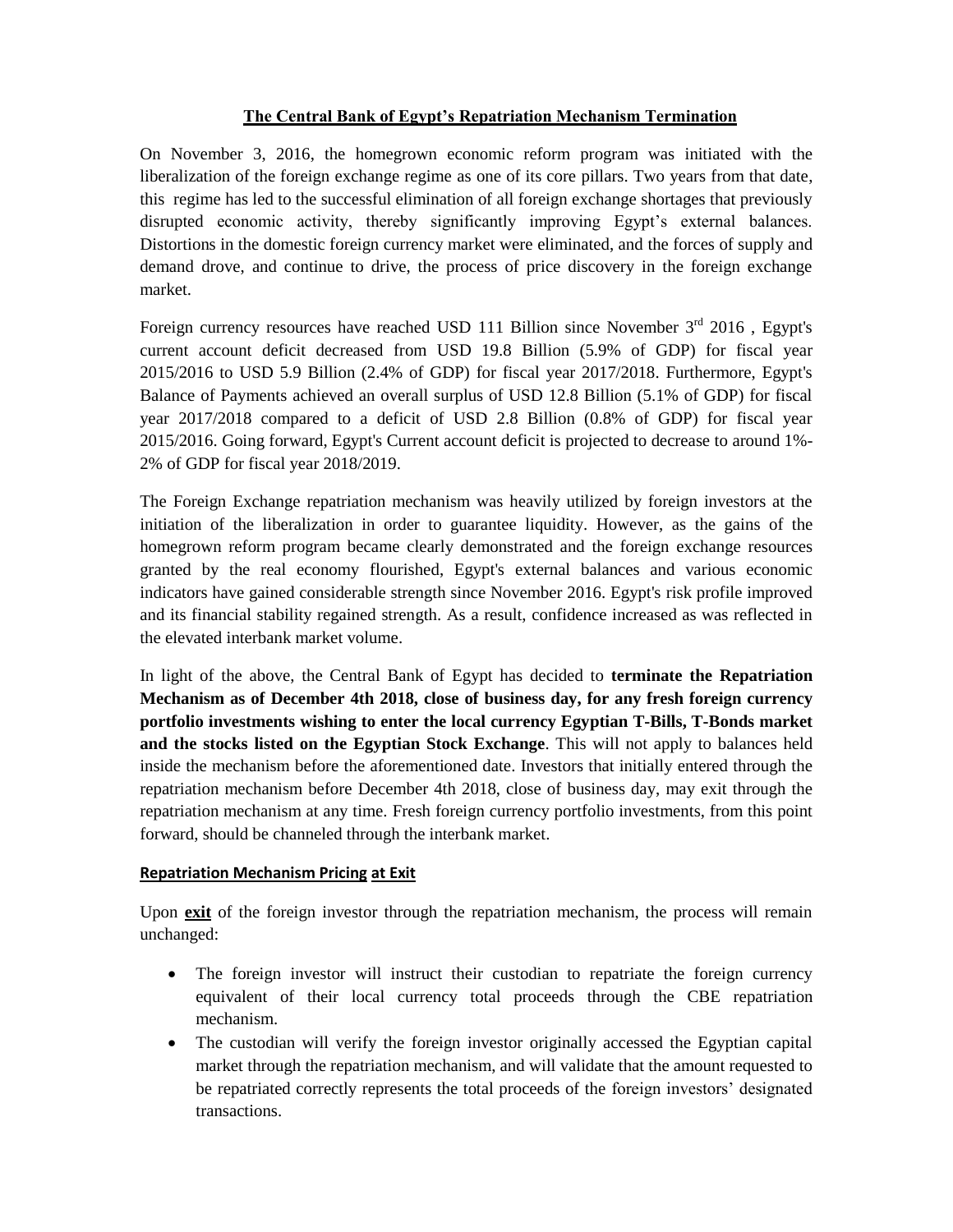# The Central Bank of Egypt's Repatriation Mechanism Termination

On November 3, 2016, the homegrown economic reform program was initiated with the liberalization of the foreign exchange regime as one of its core pillars. Two years from that date, this regime has led to the successful elimination of all foreign exchange shortages that previously disrupted economic activity, thereby significantly improving Egypt's external balances. Distortions in the domestic foreign currency market were eliminated, and the forces of supply and demand drove, and continue to drive, the process of price discovery in the foreign exchange market.

Foreign currency resources have reached USD 111 Billion since November 3rd 2016 , Egypt's current account deficit decreased from USD 19.8 Billion (5.9% of GDP) for fiscal year 2015/2016 to USD 5.9 Billion (2.4% of GDP) for fiscal year 2017/2018. Furthermore, Egypt's Balance of Payments achieved an overall surplus of USD 12.8 Billion (5.1% of GDP) for fiscal year 2017/2018 compared to a deficit of USD 2.8 Billion (0.8% of GDP) for fiscal year 2015/2016. Going forward, Egypt's Current account deficit is projected to decrease to around 1%-2% of GDP for fiscal year 2018/2019.

The Foreign Exchange repatriation mechanism was heavily utilized by foreign investors at the initiation of the liberalization in order to guarantee liquidity. However, as the gains of the homegrown reform program became clearly demonstrated and the foreign exchange resources granted by the real economy flourished, Egypt's external balances and various economic indicators have gained considerable strength since November 2016. Egypt's risk profile improved and its financial stability regained strength. As a result, confidence increased as was reflected in the elevated interbank market volume.

In light of the above, the Central Bank of Egypt has decided to **terminate the Repatriation Mechanism as of December 4th 2018, close of business day, for any fresh foreign currency portfolio investments wishing to enter the local currency Egyptian T-Bills, T-Bonds market and the stocks listed on the Egyptian Stock Exchange**. This will not apply to balances held inside the mechanism before the aforementioned date. Investors that initially entered through the repatriation mechanism before December 4th 2018, close of business day, may exit through the repatriation mechanism at any time. Fresh foreign currency portfolio investments, from this point forward, should be channeled through the interbank market.

## Repatriation Mechanism Pricing at Exit

Upon **exit** of the foreign investor through the repatriation mechanism, the process will remain unchanged:

- The foreign investor will instruct their custodian to repatriate the foreign currency equivalent of their local currency total proceeds through the CBE repatriation mechanism.
- The custodian will verify the foreign investor originally accessed the Egyptian capital market through the repatriation mechanism, and will validate that the amount requested to be repatriated correctly represents the total proceeds of the foreign investors' designated transactions.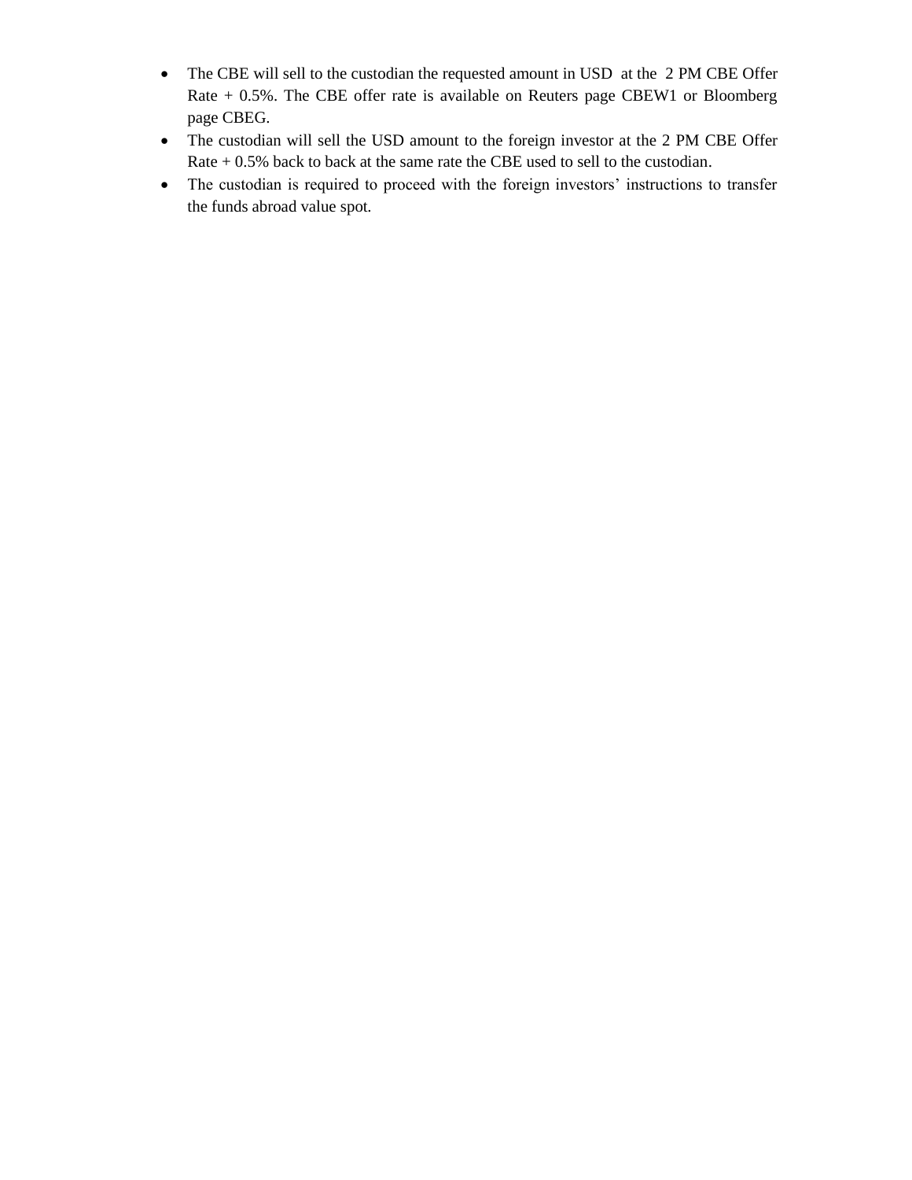- The CBE will sell to the custodian the requested amount in USD at the 2 PM CBE Offer Rate + 0.5%. The CBE offer rate is available on Reuters page CBEW1 or Bloomberg page CBEG.
- The custodian will sell the USD amount to the foreign investor at the 2 PM CBE Offer Rate + 0.5% back to back at the same rate the CBE used to sell to the custodian.
- The custodian is required to proceed with the foreign investors' instructions to transfer the funds abroad value spot.